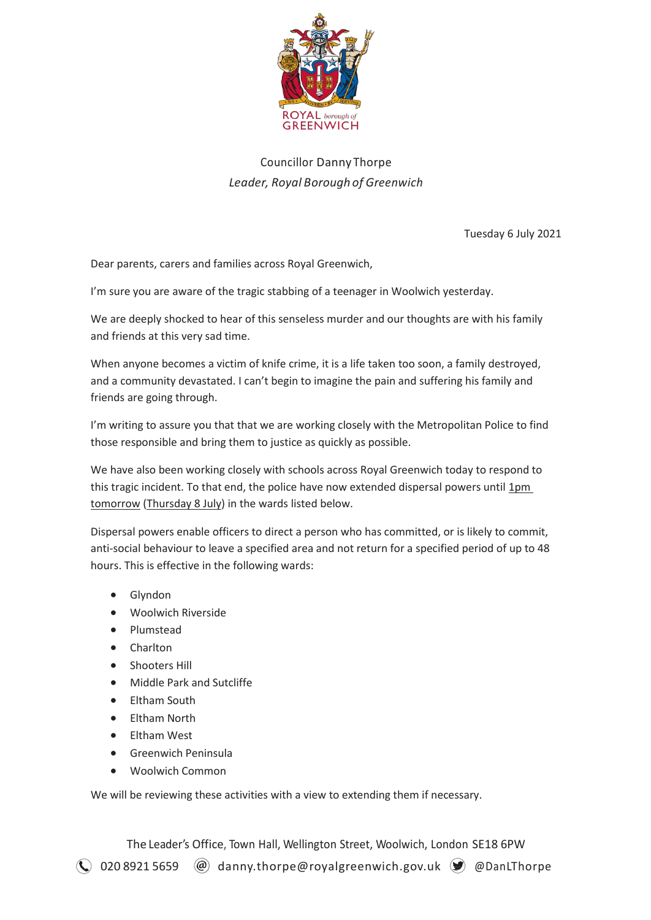ROYAL borough of GREENWICH

Councillor Danny Thorpe
*Leader, Royal Borough of Greenwich*

Tuesday 6 July 2021

Dear parents, carers and families across Royal Greenwich,

I'm sure you are aware of the tragic stabbing of a teenager in Woolwich yesterday.

We are deeply shocked to hear of this senseless murder and our thoughts are with his family and friends at this very sad time.

When anyone becomes a victim of knife crime, it is a life taken too soon, a family destroyed, and a community devastated. I can't begin to imagine the pain and suffering his family and friends are going through.

I'm writing to assure you that that we are working closely with the Metropolitan Police to find those responsible and bring them to justice as quickly as possible.

We have also been working closely with schools across Royal Greenwich today to respond to this tragic incident. To that end, the police have now extended dispersal powers until 1pm tomorrow (Thursday 8 July) in the wards listed below.

Dispersal powers enable officers to direct a person who has committed, or is likely to commit, anti-social behaviour to leave a specified area and not return for a specified period of up to 48 hours. This is effective in the following wards:

- Glyndon
- Woolwich Riverside
- Plumstead
- Charlton
- Shooters Hill
- Middle Park and Sutcliffe
- Eltham South
- Eltham North
- Eltham West
- Greenwich Peninsula
- Woolwich Common

We will be reviewing these activities with a view to extending them if necessary.

The Leader's Office, Town Hall, Wellington Street, Woolwich, London SE18 6PW
020 8921 5659 danny.thorpe@royalgreenwich.gov.uk @DanLThorpe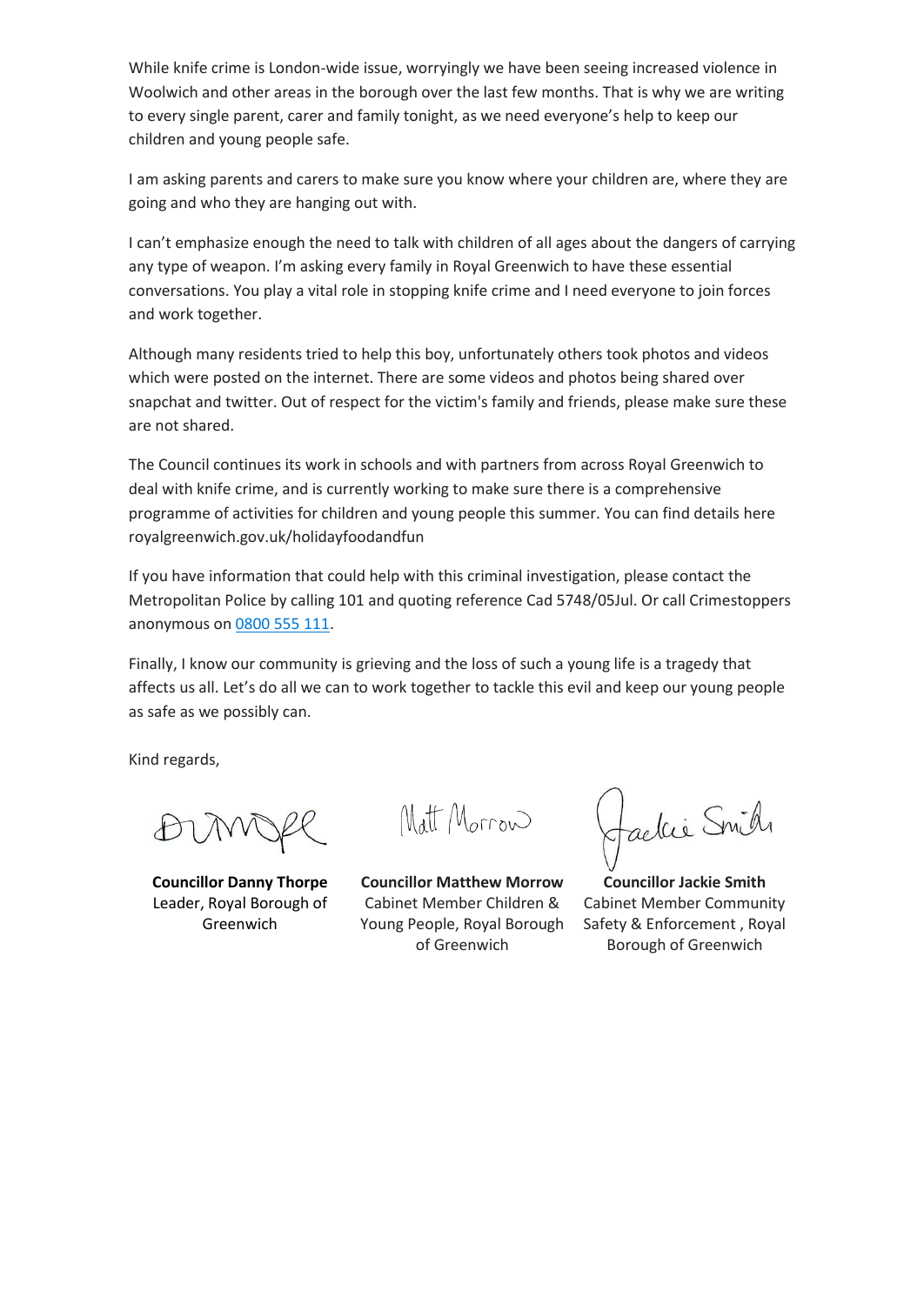While knife crime is London-wide issue, worryingly we have been seeing increased violence in Woolwich and other areas in the borough over the last few months. That is why we are writing to every single parent, carer and family tonight, as we need everyone's help to keep our children and young people safe.

I am asking parents and carers to make sure you know where your children are, where they are going and who they are hanging out with.

I can't emphasize enough the need to talk with children of all ages about the dangers of carrying any type of weapon. I'm asking every family in Royal Greenwich to have these essential conversations. You play a vital role in stopping knife crime and I need everyone to join forces and work together.

Although many residents tried to help this boy, unfortunately others took photos and videos which were posted on the internet. There are some videos and photos being shared over snapchat and twitter. Out of respect for the victim's family and friends, please make sure these are not shared.

The Council continues its work in schools and with partners from across Royal Greenwich to deal with knife crime, and is currently working to make sure there is a comprehensive programme of activities for children and young people this summer. You can find details here royalgreenwich.gov.uk/holidayfoodandfun

If you have information that could help with this criminal investigation, please contact the Metropolitan Police by calling 101 and quoting reference Cad 5748/05Jul. Or call Crimestoppers anonymous on 0800 555 111.

Finally, I know our community is grieving and the loss of such a young life is a tragedy that affects us all. Let's do all we can to work together to tackle this evil and keep our young people as safe as we possibly can.

Kind regards,

**Councillor Danny Thorpe**
Leader, Royal Borough of Greenwich

**Councillor Matthew Morrow**
Cabinet Member Children & Young People, Royal Borough of Greenwich

**Councillor Jackie Smith**
Cabinet Member Community Safety & Enforcement , Royal Borough of Greenwich